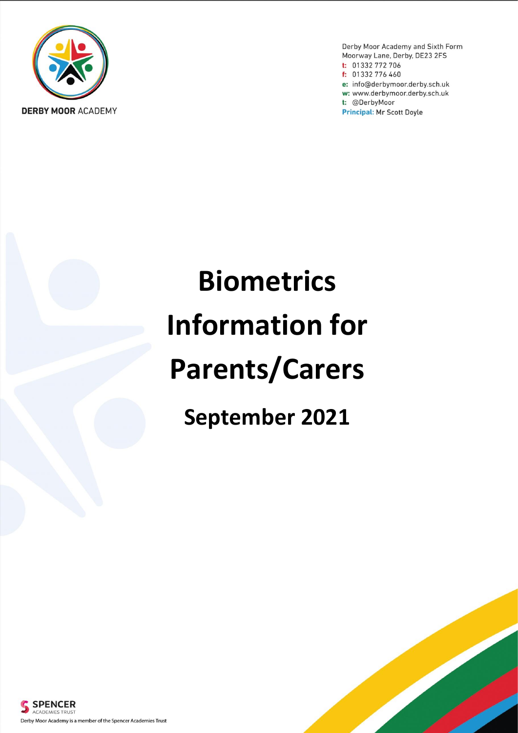DERBY MOOR ACADEMY

Derby Moor Academy and Sixth Form
Moorway Lane, Derby, DE23 2FS
t: 01332 772 706
f: 01332 776 460
e: info@derbymoor.derby.sch.uk
w: www.derbymoor.derby.sch.uk
t: @DerbyMoor
**Principal:** Mr Scott Doyle

# Biometrics Information for Parents/Carers

## September 2021

SPENCER ACADEMIES TRUST

Derby Moor Academy is a member of the Spencer Academies Trust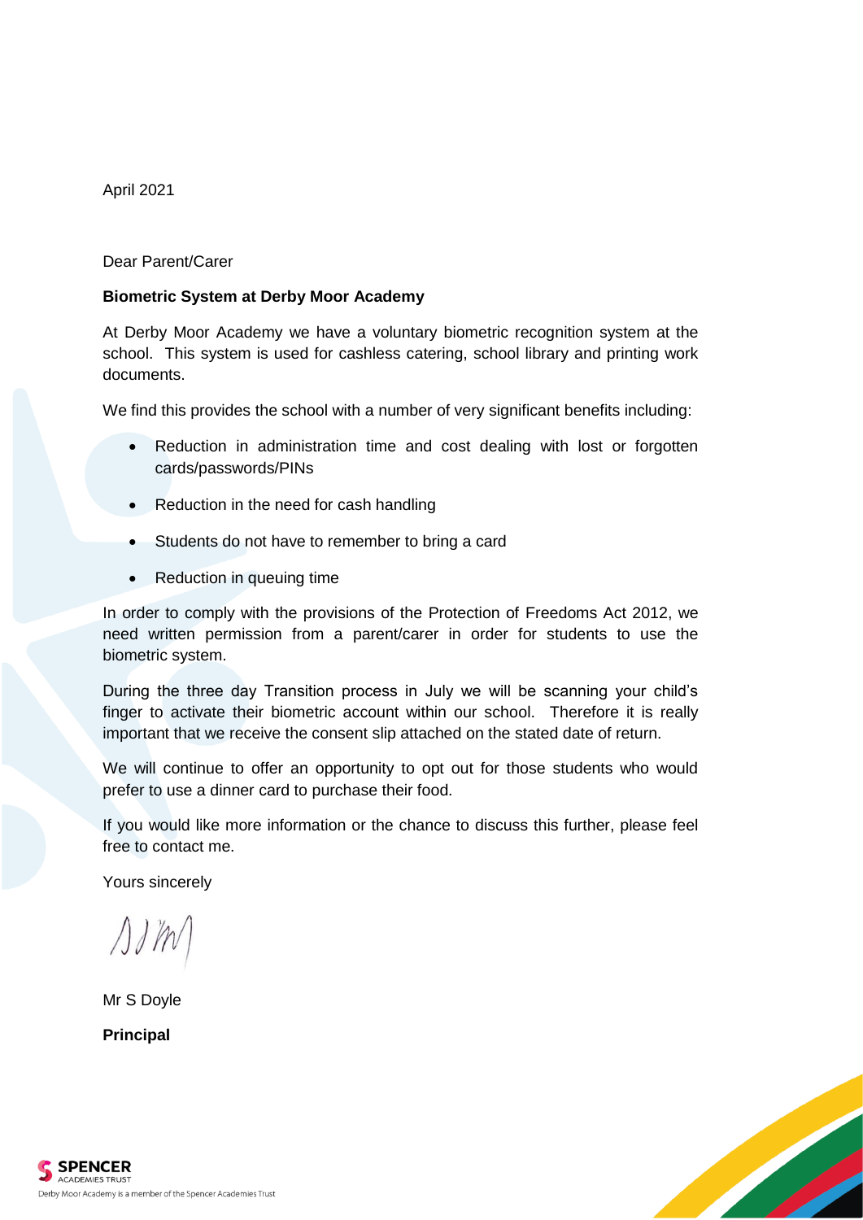April 2021

Dear Parent/Carer

**Biometric System at Derby Moor Academy**

At Derby Moor Academy we have a voluntary biometric recognition system at the school. This system is used for cashless catering, school library and printing work documents.

We find this provides the school with a number of very significant benefits including:

- Reduction in administration time and cost dealing with lost or forgotten cards/passwords/PINs
- Reduction in the need for cash handling
- Students do not have to remember to bring a card
- Reduction in queuing time

In order to comply with the provisions of the Protection of Freedoms Act 2012, we need written permission from a parent/carer in order for students to use the biometric system.

During the three day Transition process in July we will be scanning your child's finger to activate their biometric account within our school. Therefore it is really important that we receive the consent slip attached on the stated date of return.

We will continue to offer an opportunity to opt out for those students who would prefer to use a dinner card to purchase their food.

If you would like more information or the chance to discuss this further, please feel free to contact me.

Yours sincerely

Mr S Doyle

**Principal**

Derby Moor Academy is a member of the Spencer Academies Trust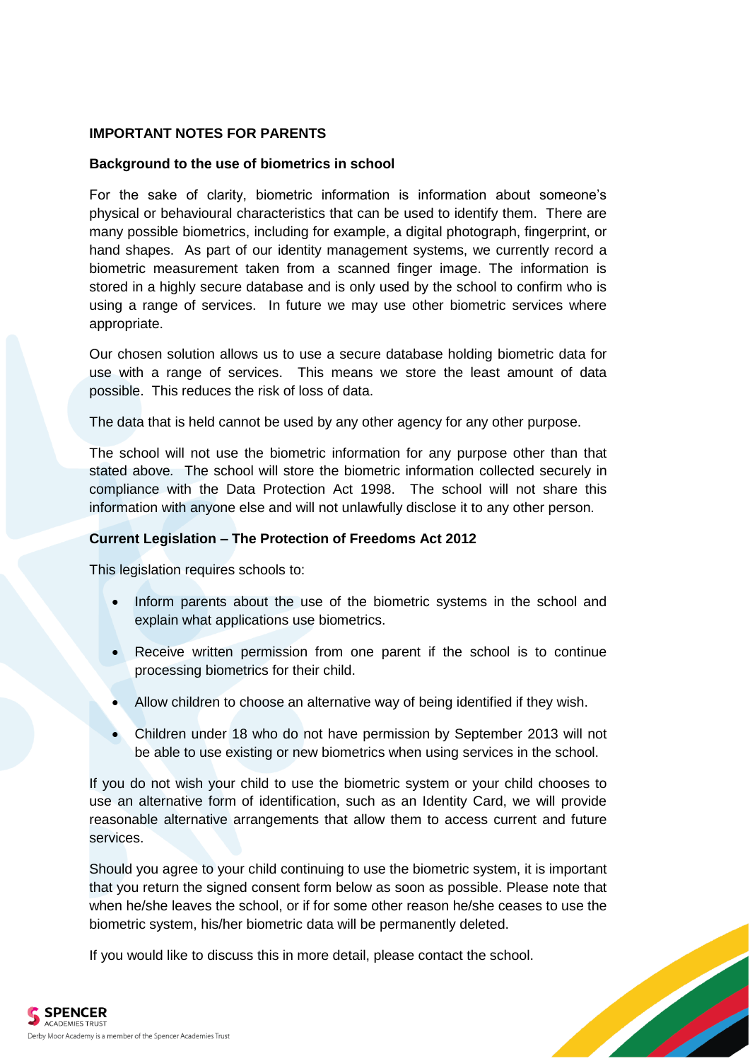**IMPORTANT NOTES FOR PARENTS**

**Background to the use of biometrics in school**

For the sake of clarity, biometric information is information about someone's physical or behavioural characteristics that can be used to identify them. There are many possible biometrics, including for example, a digital photograph, fingerprint, or hand shapes. As part of our identity management systems, we currently record a biometric measurement taken from a scanned finger image. The information is stored in a highly secure database and is only used by the school to confirm who is using a range of services. In future we may use other biometric services where appropriate.

Our chosen solution allows us to use a secure database holding biometric data for use with a range of services. This means we store the least amount of data possible. This reduces the risk of loss of data.

The data that is held cannot be used by any other agency for any other purpose.

The school will not use the biometric information for any purpose other than that stated above. The school will store the biometric information collected securely in compliance with the Data Protection Act 1998. The school will not share this information with anyone else and will not unlawfully disclose it to any other person.

**Current Legislation – The Protection of Freedoms Act 2012**

This legislation requires schools to:

- Inform parents about the use of the biometric systems in the school and explain what applications use biometrics.
- Receive written permission from one parent if the school is to continue processing biometrics for their child.
- Allow children to choose an alternative way of being identified if they wish.
- Children under 18 who do not have permission by September 2013 will not be able to use existing or new biometrics when using services in the school.

If you do not wish your child to use the biometric system or your child chooses to use an alternative form of identification, such as an Identity Card, we will provide reasonable alternative arrangements that allow them to access current and future services.

Should you agree to your child continuing to use the biometric system, it is important that you return the signed consent form below as soon as possible. Please note that when he/she leaves the school, or if for some other reason he/she ceases to use the biometric system, his/her biometric data will be permanently deleted.

If you would like to discuss this in more detail, please contact the school.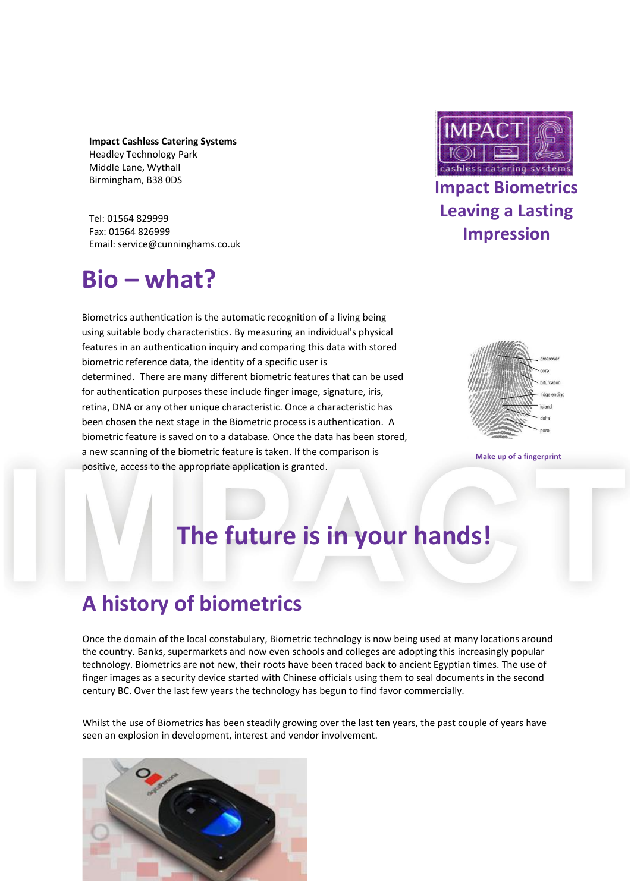**Impact Cashless Catering Systems**
Headley Technology Park
Middle Lane, Wythall
Birmingham, B38 0DS

Tel: 01564 829999
Fax: 01564 826999
Email: service@cunninghams.co.uk

**Impact Biometrics Leaving a Lasting Impression**

# Bio – what?

Biometrics authentication is the automatic recognition of a living being using suitable body characteristics. By measuring an individual's physical features in an authentication inquiry and comparing this data with stored biometric reference data, the identity of a specific user is determined. There are many different biometric features that can be used for authentication purposes these include finger image, signature, iris, retina, DNA or any other unique characteristic. Once a characteristic has been chosen the next stage in the Biometric process is authentication. A biometric feature is saved on to a database. Once the data has been stored, a new scanning of the biometric feature is taken. If the comparison is positive, access to the appropriate application is granted.

Make up of a fingerprint

# The future is in your hands!

# A history of biometrics

Once the domain of the local constabulary, Biometric technology is now being used at many locations around the country. Banks, supermarkets and now even schools and colleges are adopting this increasingly popular technology. Biometrics are not new, their roots have been traced back to ancient Egyptian times. The use of finger images as a security device started with Chinese officials using them to seal documents in the second century BC. Over the last few years the technology has begun to find favor commercially.

Whilst the use of Biometrics has been steadily growing over the last ten years, the past couple of years have seen an explosion in development, interest and vendor involvement.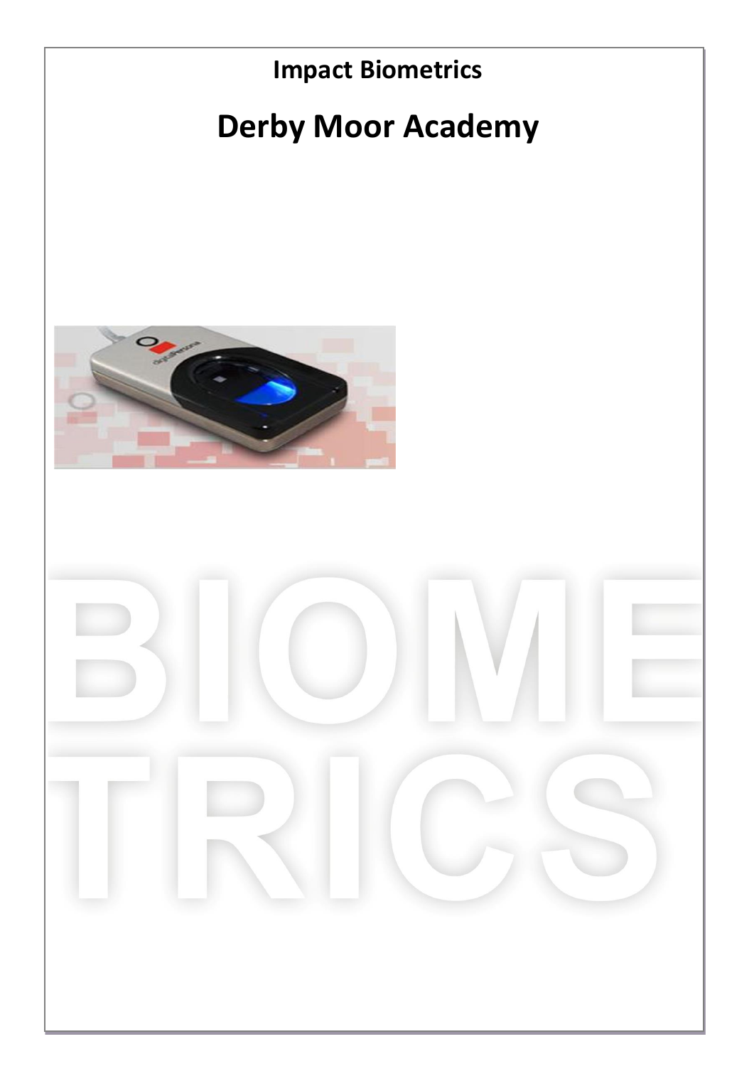**Impact Biometrics**

# Derby Moor Academy

BIOMETRICS